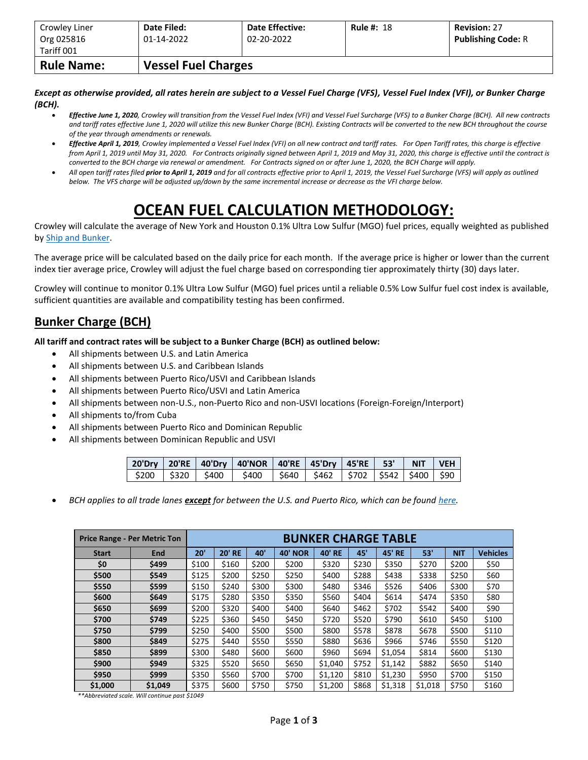| Crowley Liner Org 025816 Tariff 001 | **Date Filed:** 01-14-2022 | **Date Effective:** 02-20-2022 | **Rule #:** 18 | **Revision:** 27 **Publishing Code:** R |
|---|---|---|---|---|
| **Rule Name:** | **Vessel Fuel Charges** | | | |

***Except as otherwise provided, all rates herein are subject to a Vessel Fuel Charge (VFS), Vessel Fuel Index (VFI), or Bunker Charge (BCH).***

- ***Effective June 1, 2020****, Crowley will transition from the Vessel Fuel Index (VFI) and Vessel Fuel Surcharge (VFS) to a Bunker Charge (BCH). All new contracts and tariff rates effective June 1, 2020 will utilize this new Bunker Charge (BCH). Existing Contracts will be converted to the new BCH throughout the course of the year through amendments or renewals.*
- ***Effective April 1, 2019****, Crowley implemented a Vessel Fuel Index (VFI) on all new contract and tariff rates. For Open Tariff rates, this charge is effective from April 1, 2019 until May 31, 2020. For Contracts originally signed between April 1, 2019 and May 31, 2020, this charge is effective until the contract is converted to the BCH charge via renewal or amendment. For Contracts signed on or after June 1, 2020, the BCH Charge will apply.*
- *All open tariff rates filed **prior to April 1, 2019** and for all contracts effective prior to April 1, 2019, the Vessel Fuel Surcharge (VFS) will apply as outlined below. The VFS charge will be adjusted up/down by the same incremental increase or decrease as the VFI charge below.*

# OCEAN FUEL CALCULATION METHODOLOGY:

Crowley will calculate the average of New York and Houston 0.1% Ultra Low Sulfur (MGO) fuel prices, equally weighted as published by Ship and Bunker.

The average price will be calculated based on the daily price for each month. If the average price is higher or lower than the current index tier average price, Crowley will adjust the fuel charge based on corresponding tier approximately thirty (30) days later.

Crowley will continue to monitor 0.1% Ultra Low Sulfur (MGO) fuel prices until a reliable 0.5% Low Sulfur fuel cost index is available, sufficient quantities are available and compatibility testing has been confirmed.

## Bunker Charge (BCH)

**All tariff and contract rates will be subject to a Bunker Charge (BCH) as outlined below:**

- All shipments between U.S. and Latin America
- All shipments between U.S. and Caribbean Islands
- All shipments between Puerto Rico/USVI and Caribbean Islands
- All shipments between Puerto Rico/USVI and Latin America
- All shipments between non-U.S., non-Puerto Rico and non-USVI locations (Foreign-Foreign/Interport)
- All shipments to/from Cuba
- All shipments between Puerto Rico and Dominican Republic
- All shipments between Dominican Republic and USVI

| 20'Dry | 20'RE | 40'Dry | 40'NOR | 40'RE | 45'Dry | 45'RE | 53' | NIT | VEH |
|---|---|---|---|---|---|---|---|---|---|
| $200 | $320 | $400 | $400 | $640 | $462 | $702 | $542 | $400 | $90 |

- *BCH applies to all trade lanes **except** for between the U.S. and Puerto Rico, which can be found here.*

| Price Range - Per Metric Ton | | BUNKER CHARGE TABLE | | | | | | | | | |
|---|---|---|---|---|---|---|---|---|---|---|---|
| **Start** | **End** | **20'** | **20' RE** | **40'** | **40' NOR** | **40' RE** | **45'** | **45' RE** | **53'** | **NIT** | **Vehicles** |
| **$0** | **$499** | $100 | $160 | $200 | $200 | $320 | $230 | $350 | $270 | $200 | $50 |
| **$500** | **$549** | $125 | $200 | $250 | $250 | $400 | $288 | $438 | $338 | $250 | $60 |
| **$550** | **$599** | $150 | $240 | $300 | $300 | $480 | $346 | $526 | $406 | $300 | $70 |
| **$600** | **$649** | $175 | $280 | $350 | $350 | $560 | $404 | $614 | $474 | $350 | $80 |
| **$650** | **$699** | $200 | $320 | $400 | $400 | $640 | $462 | $702 | $542 | $400 | $90 |
| **$700** | **$749** | $225 | $360 | $450 | $450 | $720 | $520 | $790 | $610 | $450 | $100 |
| **$750** | **$799** | $250 | $400 | $500 | $500 | $800 | $578 | $878 | $678 | $500 | $110 |
| **$800** | **$849** | $275 | $440 | $550 | $550 | $880 | $636 | $966 | $746 | $550 | $120 |
| **$850** | **$899** | $300 | $480 | $600 | $600 | $960 | $694 | $1,054 | $814 | $600 | $130 |
| **$900** | **$949** | $325 | $520 | $650 | $650 | $1,040 | $752 | $1,142 | $882 | $650 | $140 |
| **$950** | **$999** | $350 | $560 | $700 | $700 | $1,120 | $810 | $1,230 | $950 | $700 | $150 |
| **$1,000** | **$1,049** | $375 | $600 | $750 | $750 | $1,200 | $868 | $1,318 | $1,018 | $750 | $160 |

*\*\*Abbreviated scale. Will continue past $1049*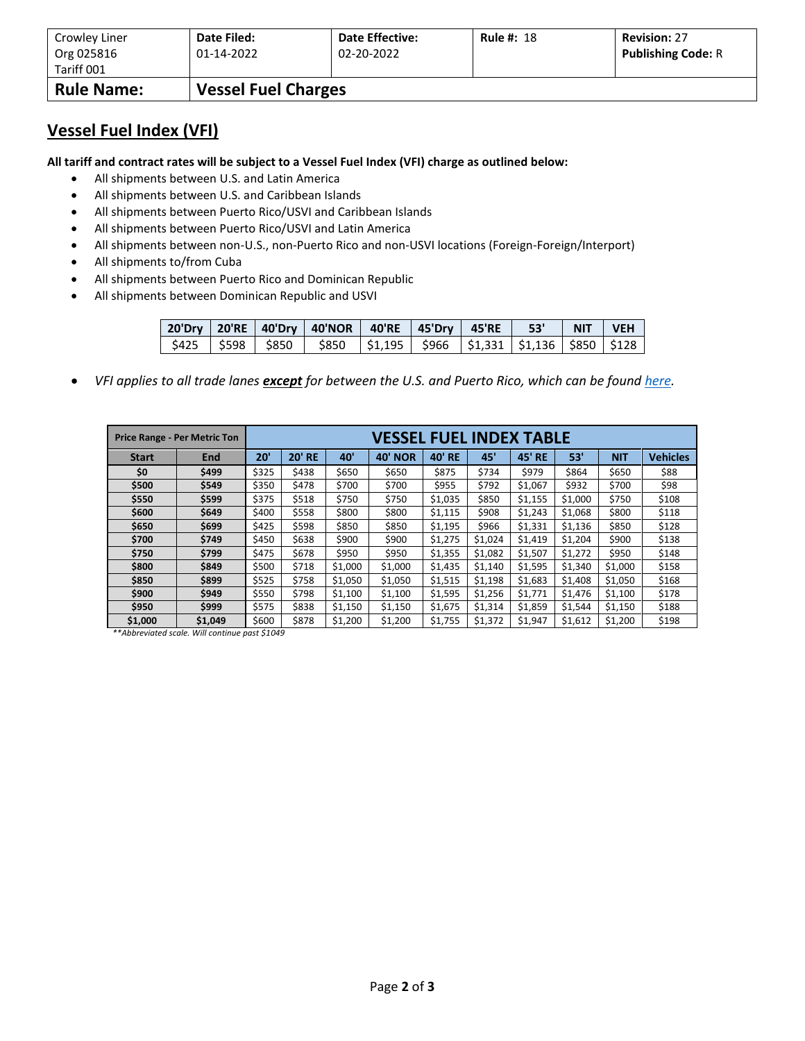| Crowley Liner Org 025816 Tariff 001 | **Date Filed:** 01-14-2022 | **Date Effective:** 02-20-2022 | **Rule #:** 18 | **Revision:** 27 **Publishing Code:** R |
|---|---|---|---|---|
| **Rule Name:** | **Vessel Fuel Charges** | | | |

## Vessel Fuel Index (VFI)

**All tariff and contract rates will be subject to a Vessel Fuel Index (VFI) charge as outlined below:**

- All shipments between U.S. and Latin America
- All shipments between U.S. and Caribbean Islands
- All shipments between Puerto Rico/USVI and Caribbean Islands
- All shipments between Puerto Rico/USVI and Latin America
- All shipments between non-U.S., non-Puerto Rico and non-USVI locations (Foreign-Foreign/Interport)
- All shipments to/from Cuba
- All shipments between Puerto Rico and Dominican Republic
- All shipments between Dominican Republic and USVI

| 20'Dry | 20'RE | 40'Dry | 40'NOR | 40'RE | 45'Dry | 45'RE | 53' | NIT | VEH |
|---|---|---|---|---|---|---|---|---|---|
| $425 | $598 | $850 | $850 | $1,195 | $966 | $1,331 | $1,136 | $850 | $128 |

- *VFI applies to all trade lanes **except** for between the U.S. and Puerto Rico, which can be found here.*

| Price Range - Per Metric Ton | | VESSEL FUEL INDEX TABLE | | | | | | | | | |
|---|---|---|---|---|---|---|---|---|---|---|---|
| **Start** | **End** | **20'** | **20' RE** | **40'** | **40' NOR** | **40' RE** | **45'** | **45' RE** | **53'** | **NIT** | **Vehicles** |
| **$0** | **$499** | $325 | $438 | $650 | $650 | $875 | $734 | $979 | $864 | $650 | $88 |
| **$500** | **$549** | $350 | $478 | $700 | $700 | $955 | $792 | $1,067 | $932 | $700 | $98 |
| **$550** | **$599** | $375 | $518 | $750 | $750 | $1,035 | $850 | $1,155 | $1,000 | $750 | $108 |
| **$600** | **$649** | $400 | $558 | $800 | $800 | $1,115 | $908 | $1,243 | $1,068 | $800 | $118 |
| **$650** | **$699** | $425 | $598 | $850 | $850 | $1,195 | $966 | $1,331 | $1,136 | $850 | $128 |
| **$700** | **$749** | $450 | $638 | $900 | $900 | $1,275 | $1,024 | $1,419 | $1,204 | $900 | $138 |
| **$750** | **$799** | $475 | $678 | $950 | $950 | $1,355 | $1,082 | $1,507 | $1,272 | $950 | $148 |
| **$800** | **$849** | $500 | $718 | $1,000 | $1,000 | $1,435 | $1,140 | $1,595 | $1,340 | $1,000 | $158 |
| **$850** | **$899** | $525 | $758 | $1,050 | $1,050 | $1,515 | $1,198 | $1,683 | $1,408 | $1,050 | $168 |
| **$900** | **$949** | $550 | $798 | $1,100 | $1,100 | $1,595 | $1,256 | $1,771 | $1,476 | $1,100 | $178 |
| **$950** | **$999** | $575 | $838 | $1,150 | $1,150 | $1,675 | $1,314 | $1,859 | $1,544 | $1,150 | $188 |
| **$1,000** | **$1,049** | $600 | $878 | $1,200 | $1,200 | $1,755 | $1,372 | $1,947 | $1,612 | $1,200 | $198 |

*\*\*Abbreviated scale. Will continue past $1049*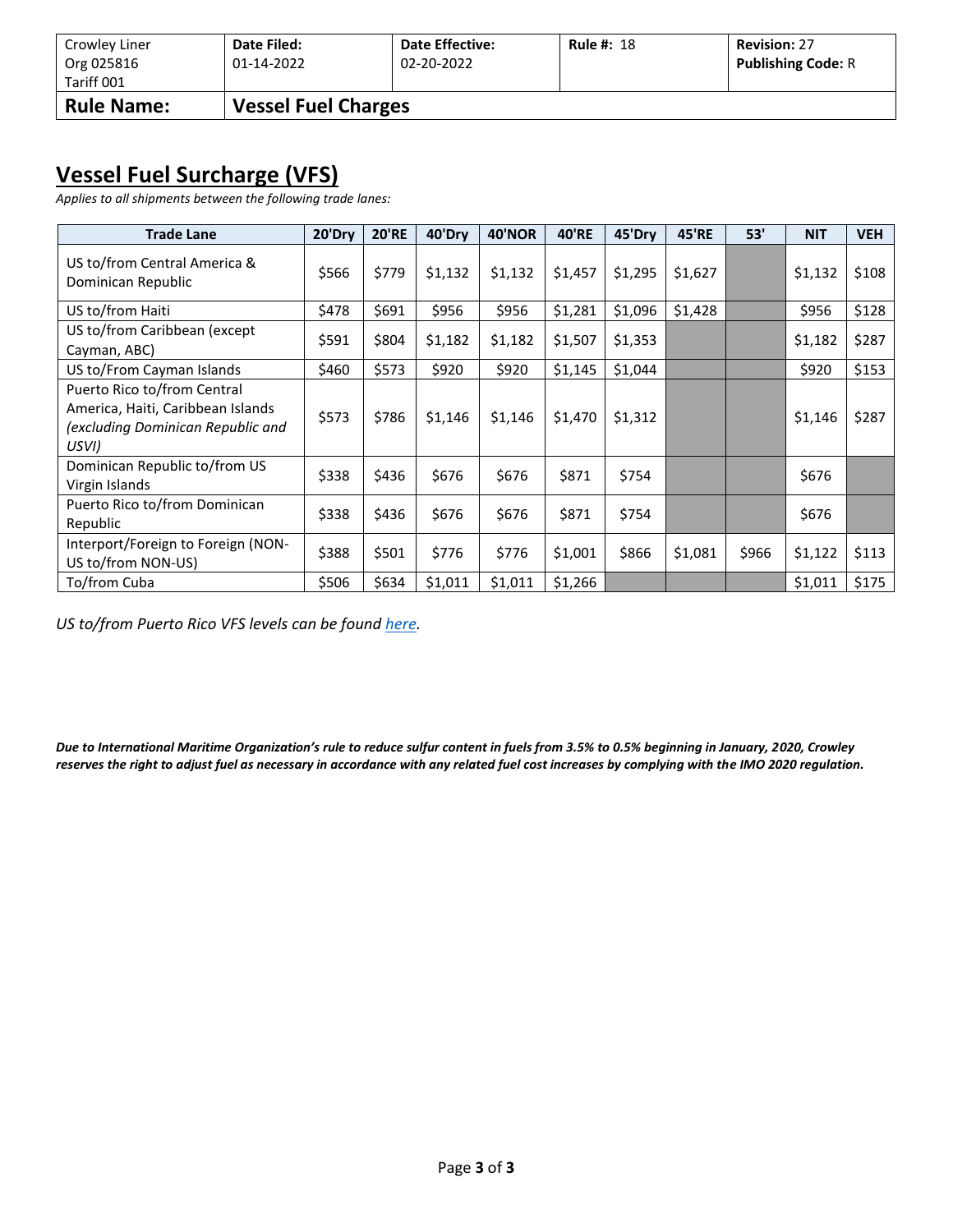| Crowley Liner Org 025816 Tariff 001 | **Date Filed:** 01-14-2022 | **Date Effective:** 02-20-2022 | **Rule #:** 18 | **Revision:** 27 **Publishing Code:** R |
|---|---|---|---|---|
| **Rule Name:** | **Vessel Fuel Charges** | | | |

## Vessel Fuel Surcharge (VFS)

*Applies to all shipments between the following trade lanes:*

| Trade Lane | 20'Dry | 20'RE | 40'Dry | 40'NOR | 40'RE | 45'Dry | 45'RE | 53' | NIT | VEH |
|---|---|---|---|---|---|---|---|---|---|---|
| US to/from Central America & Dominican Republic | $566 | $779 | $1,132 | $1,132 | $1,457 | $1,295 | $1,627 | | $1,132 | $108 |
| US to/from Haiti | $478 | $691 | $956 | $956 | $1,281 | $1,096 | $1,428 | | $956 | $128 |
| US to/from Caribbean (except Cayman, ABC) | $591 | $804 | $1,182 | $1,182 | $1,507 | $1,353 | | | $1,182 | $287 |
| US to/From Cayman Islands | $460 | $573 | $920 | $920 | $1,145 | $1,044 | | | $920 | $153 |
| Puerto Rico to/from Central America, Haiti, Caribbean Islands *(excluding Dominican Republic and USVI)* | $573 | $786 | $1,146 | $1,146 | $1,470 | $1,312 | | | $1,146 | $287 |
| Dominican Republic to/from US Virgin Islands | $338 | $436 | $676 | $676 | $871 | $754 | | | $676 | |
| Puerto Rico to/from Dominican Republic | $338 | $436 | $676 | $676 | $871 | $754 | | | $676 | |
| Interport/Foreign to Foreign (NON-US to/from NON-US) | $388 | $501 | $776 | $776 | $1,001 | $866 | $1,081 | $966 | $1,122 | $113 |
| To/from Cuba | $506 | $634 | $1,011 | $1,011 | $1,266 | | | | $1,011 | $175 |

*US to/from Puerto Rico VFS levels can be found here.*

***Due to International Maritime Organization's rule to reduce sulfur content in fuels from 3.5% to 0.5% beginning in January, 2020, Crowley reserves the right to adjust fuel as necessary in accordance with any related fuel cost increases by complying with the IMO 2020 regulation.***